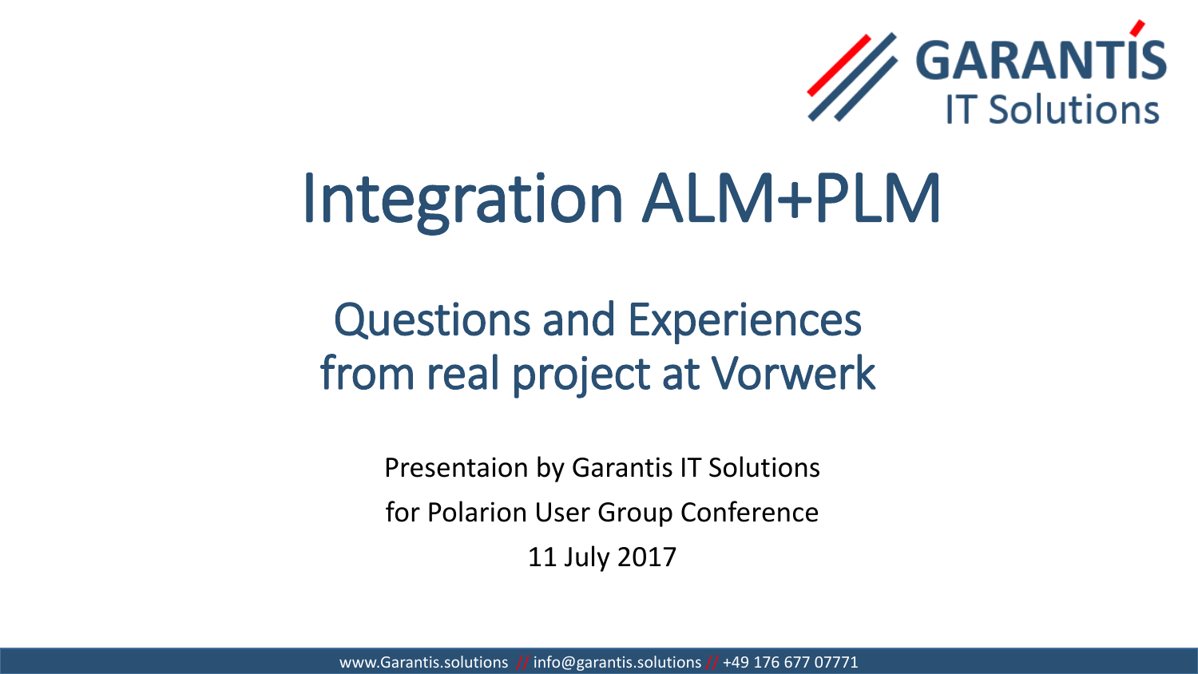GARANTIS
IT Solutions

# Integration ALM+PLM

## Questions and Experiences from real project at Vorwerk

Presentaion by Garantis IT Solutions

for Polarion User Group Conference

11 July 2017

www.Garantis.solutions // info@garantis.solutions // +49 176 677 07771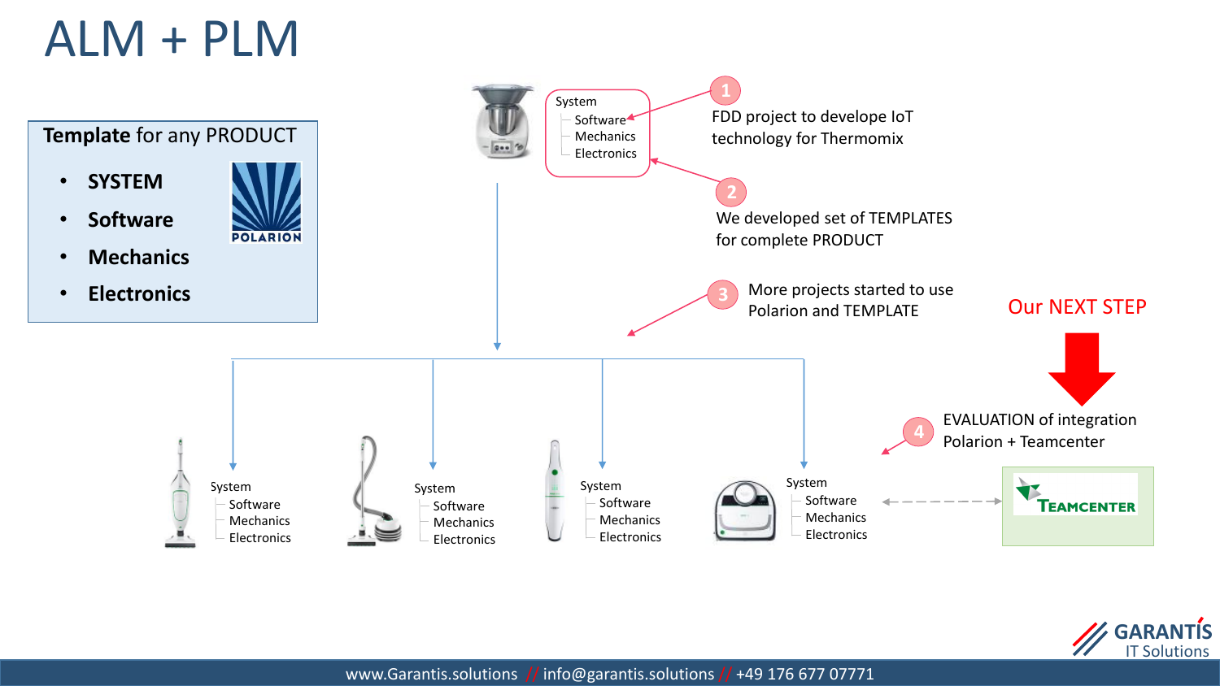# ALM + PLM

**Template** for any PRODUCT

- **SYSTEM**
- **Software**
- **Mechanics**
- **Electronics**

POLARION

System
- Software
- Mechanics
- Electronics

1. FDD project to develope IoT technology for Thermomix

2. We developed set of TEMPLATES for complete PRODUCT

3. More projects started to use Polarion and TEMPLATE

Our NEXT STEP

4. EVALUATION of integration Polarion + Teamcenter

System
- Software
- Mechanics
- Electronics

System
- Software
- Mechanics
- Electronics

System
- Software
- Mechanics
- Electronics

System
- Software
- Mechanics
- Electronics

TEAMCENTER

GARANTIS IT Solutions

www.Garantis.solutions // info@garantis.solutions // +49 176 677 07771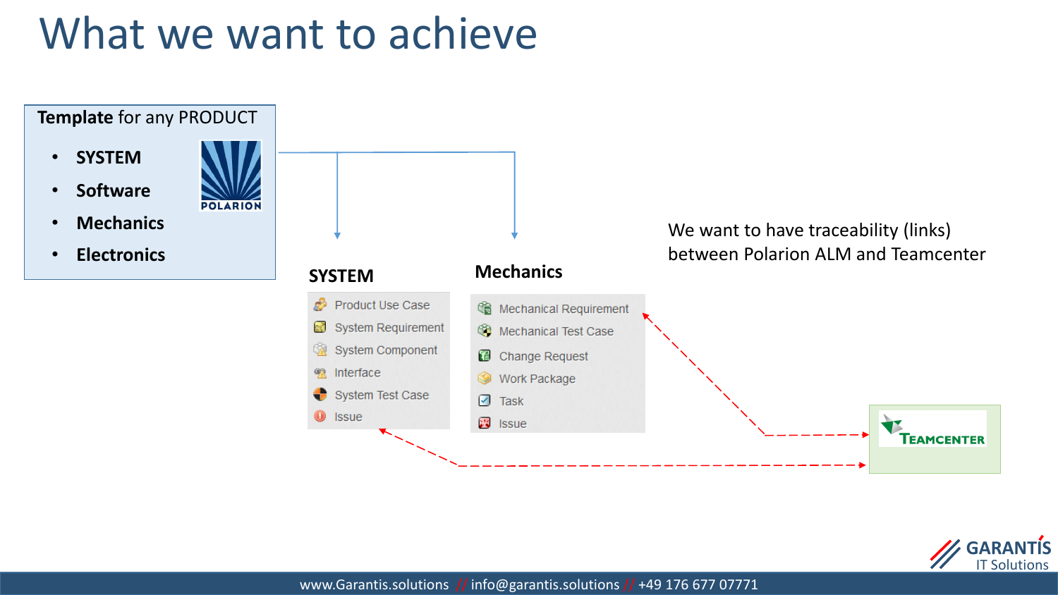# What we want to achieve

**Template** for any PRODUCT

- **SYSTEM**
- **Software**
- **Mechanics**
- **Electronics**

POLARION

**SYSTEM**

- Product Use Case
- System Requirement
- System Component
- Interface
- System Test Case
- Issue

**Mechanics**

- Mechanical Requirement
- Mechanical Test Case
- Change Request
- Work Package
- Task
- Issue

We want to have traceability (links) between Polarion ALM and Teamcenter

TEAMCENTER

GARANTIS IT Solutions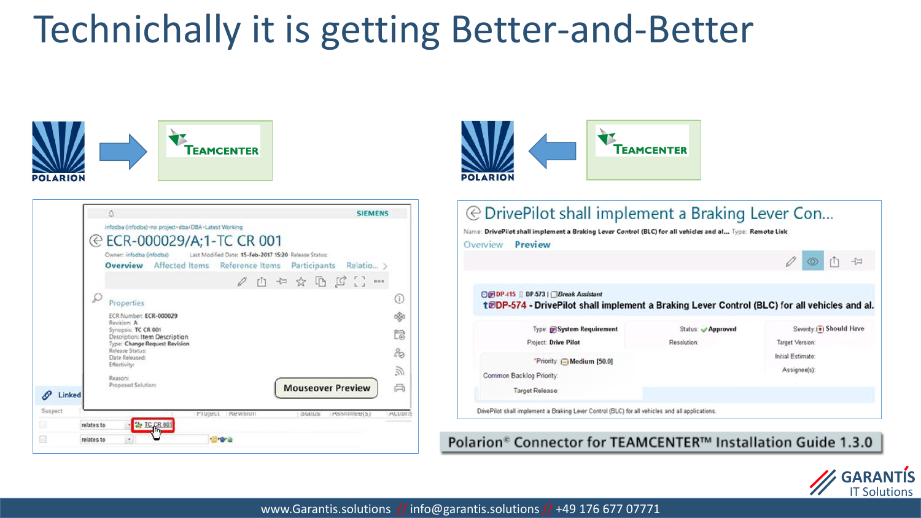# Technichally it is getting Better-and-Better

POLARION → TEAMCENTER

POLARION ← TEAMCENTER

SIEMENS

infodba (infodba)-no project-dba/DBA-Latest Working

ECR-000029/A;1-TC CR 001

Owner: infodba (infodba) Last Modified Date: 15-Feb-2017 15:20 Release Status:

Overview Affected Items Reference Items Participants Relatio...

Properties

ECR Number: ECR-000029
Revision: A
Synopsis: TC CR 001
Description: Item Description
Type: Change Request Revision
Release Status:
Date Released:
Effectivity:

Reason:
Proposed Solution:

Mouseover Preview

Linked

Suspect

relates to TC CR 001

relates to

DrivePilot shall implement a Braking Lever Con...

Name: DrivePilot shall implement a Braking Lever Control (BLC) for all vehicles and al... Type: Remote Link

Overview Preview

DP-415 | DP-573 | Break Assistant

DP-574 - DrivePilot shall implement a Braking Lever Control (BLC) for all vehicles and al.

Type: System Requirement
Project: Drive Pilot
Status: Approved
Resolution:
Severity: Should Have
Target Version:
Initial Estimate:
Assignee(s):
*Priority: Medium [50.0]
Common Backlog Priority:
Target Release:

DrivePilot shall implement a Braking Lever Control (BLC) for all vehicles and all applications.

Polarion© Connector for TEAMCENTER™ Installation Guide 1.3.0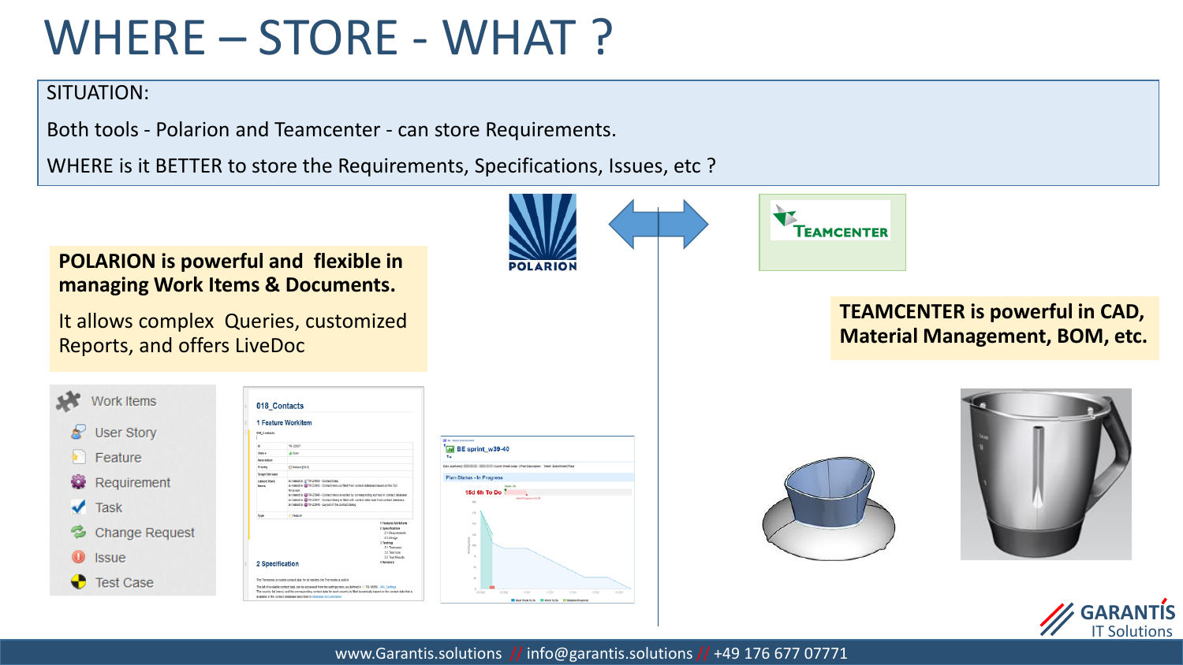# WHERE – STORE - WHAT ?

SITUATION:

Both tools - Polarion and Teamcenter - can store Requirements.

WHERE is it BETTER to store the Requirements, Specifications, Issues, etc ?

**POLARION is powerful and flexible in managing Work Items & Documents.**

It allows complex Queries, customized Reports, and offers LiveDoc

Work Items

- User Story
- Feature
- Requirement
- Task
- Change Request
- Issue
- Test Case

**TEAMCENTER is powerful in CAD, Material Management, BOM, etc.**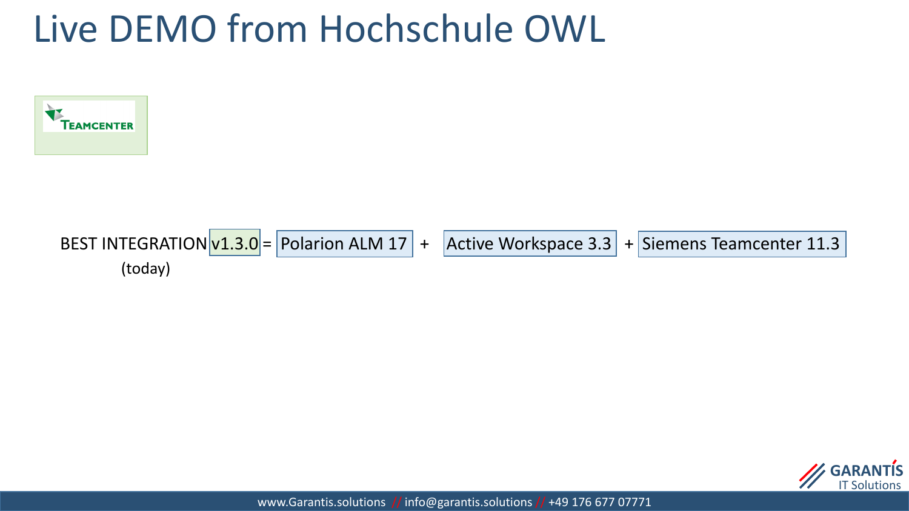# Live DEMO from Hochschule OWL

TEAMCENTER

BEST INTEGRATION v1.3.0 = Polarion ALM 17 + Active Workspace 3.3 + Siemens Teamcenter 11.3

(today)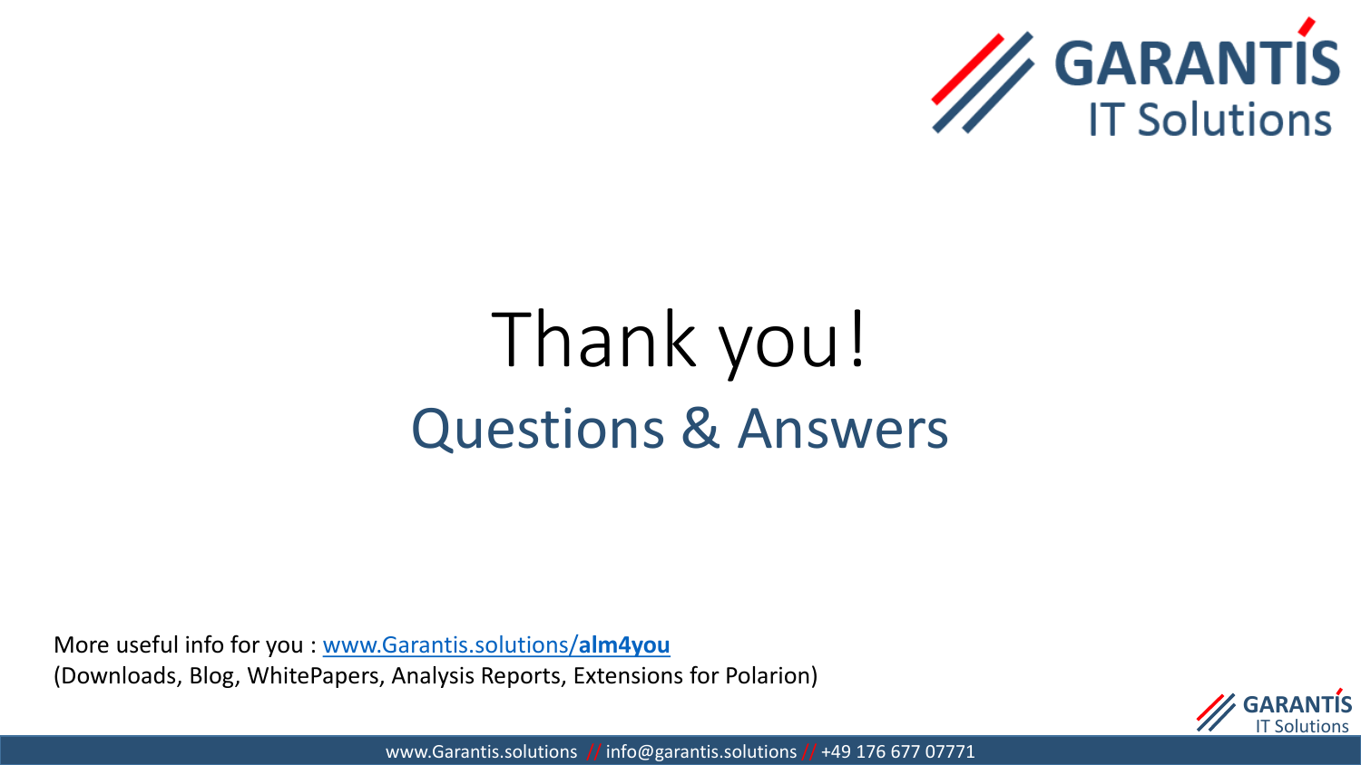# Thank you!

## Questions & Answers

More useful info for you : [www.Garantis.solutions/**alm4you**](http://www.Garantis.solutions/alm4you)
(Downloads, Blog, WhitePapers, Analysis Reports, Extensions for Polarion)